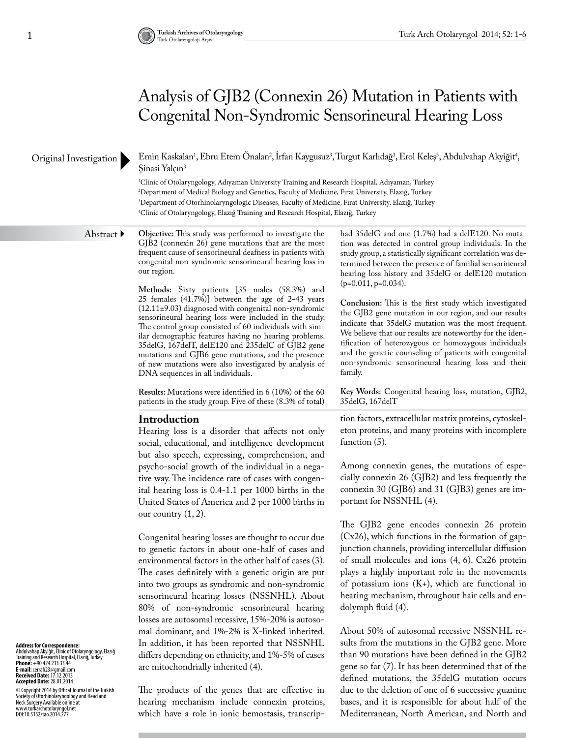# Analysis of GJB2 (Connexin 26) Mutation in Patients with Congenital Non-Syndromic Sensorineural Hearing Loss

Original Investigation

Emin Kaskalan[1], Ebru Etem Önalan[2], İrfan Kaygusuz[3], Turgut Karlıdağ[3], Erol Keleş[3], Abdulvahap Akyiğit[4], Şinasi Yalçın[3]

[1]Clinic of Otolaryngology, Adıyaman University Training and Research Hospital, Adıyaman, Turkey
[2]Department of Medical Biology and Genetics, Faculty of Medicine, Fırat University, Elazığ, Turkey
[3]Department of Otorhinolaryngologic Diseases, Faculty of Medicine, Fırat University, Elazığ, Turkey
[4]Clinic of Otolaryngology, Elazığ Training and Research Hospital, Elazığ, Turkey

## Abstract

**Objective:** This study was performed to investigate the GJB2 (connexin 26) gene mutations that are the most frequent cause of sensorineural deafness in patients with congenital non-syndromic sensorineural hearing loss in our region.

**Methods:** Sixty patients [35 males (58.3%) and 25 females (41.7%)] between the age of 2-43 years (12.11±9.03) diagnosed with congenital non-syndromic sensorineural hearing loss were included in the study. The control group consisted of 60 individuals with similar demographic features having no hearing problems. 35delG, 167delT, delE120 and 235delC of GJB2 gene mutations and GJB6 gene mutations, and the presence of new mutations were also investigated by analysis of DNA sequences in all individuals.

**Results:** Mutations were identified in 6 (10%) of the 60 patients in the study group. Five of these (8.3% of total) had 35delG and one (1.7%) had a delE120. No mutation was detected in control group individuals. In the study group, a statistically significant correlation was determined between the presence of familial sensorineural hearing loss history and 35delG or delE120 mutation ($p=0.011$, $p=0.034$).

**Conclusion:** This is the first study which investigated the GJB2 gene mutation in our region, and our results indicate that 35delG mutation was the most frequent. We believe that our results are noteworthy for the identification of heterozygous or homozygous individuals and the genetic counseling of patients with congenital non-syndromic sensorineural hearing loss and their family.

**Key Words:** Congenital hearing loss, mutation, GJB2, 35delG, 167delT

## Introduction

Hearing loss is a disorder that affects not only social, educational, and intelligence development but also speech, expressing, comprehension, and psycho-social growth of the individual in a negative way. The incidence rate of cases with congenital hearing loss is 0.4-1.1 per 1000 births in the United States of America and 2 per 1000 births in our country (1, 2).

Congenital hearing losses are thought to occur due to genetic factors in about one-half of cases and environmental factors in the other half of cases (3). The cases definitely with a genetic origin are put into two groups as syndromic and non-syndromic sensorineural hearing losses (NSSNHL). About 80% of non-syndromic sensorineural hearing losses are autosomal recessive, 15%-20% is autosomal dominant, and 1%-2% is X-linked inherited. In addition, it has been reported that NSSNHL differs depending on ethnicity, and 1%-5% of cases are mitochondrially inherited (4).

The products of the genes that are effective in hearing mechanism include connexin proteins, which have a role in ionic hemostasis, transcription factors, extracellular matrix proteins, cytoskeleton proteins, and many proteins with incomplete function (5).

Among connexin genes, the mutations of especially connexin 26 (GJB2) and less frequently the connexin 30 (GJB6) and 31 (GJB3) genes are important for NSSNHL (4).

The GJB2 gene encodes connexin 26 protein (Cx26), which functions in the formation of gap-junction channels, providing intercellular diffusion of small molecules and ions (4, 6). Cx26 protein plays a highly important role in the movements of potassium ions ($K^+$), which are functional in hearing mechanism, throughout hair cells and endolymph fluid (4).

About 50% of autosomal recessive NSSNHL results from the mutations in the GJB2 gene. More than 90 mutations have been defined in the GJB2 gene so far (7). It has been determined that of the defined mutations, the 35delG mutation occurs due to the deletion of one of 6 successive guanine bases, and it is responsible for about half of the Mediterranean, North American, and North and

**Address for Correspondence:**
Abdulvahap Akyiğit, Clinic of Otolaryngology, Elazığ Training and Research Hospital, Elazığ, Turkey
**Phone:** +90 424 233 33 44
**E-mail:** cerrah23@gmail.com
**Received Date:** 17.12.2013
**Accepted Date:** 28.01.2014

© Copyright 2014 by Offical Journal of the Turkish Society of Otorhinolaryngology and Head and Neck Surgery Available online at www.turkarchotolaryngol.net
DOI:10.5152/tao.2014.277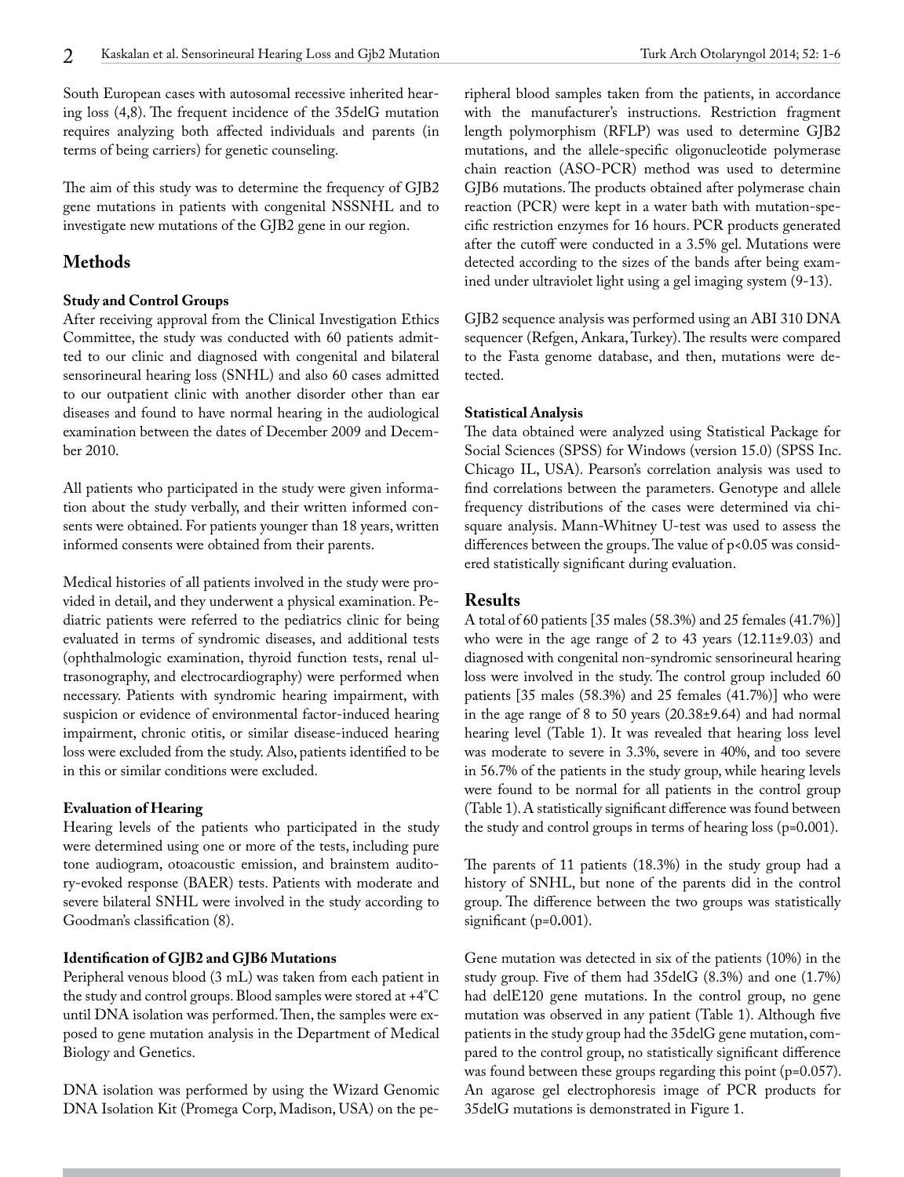South European cases with autosomal recessive inherited hearing loss (4,8). The frequent incidence of the 35delG mutation requires analyzing both affected individuals and parents (in terms of being carriers) for genetic counseling.

The aim of this study was to determine the frequency of GJB2 gene mutations in patients with congenital NSSNHL and to investigate new mutations of the GJB2 gene in our region.

## Methods

### Study and Control Groups

After receiving approval from the Clinical Investigation Ethics Committee, the study was conducted with 60 patients admitted to our clinic and diagnosed with congenital and bilateral sensorineural hearing loss (SNHL) and also 60 cases admitted to our outpatient clinic with another disorder other than ear diseases and found to have normal hearing in the audiological examination between the dates of December 2009 and December 2010.

All patients who participated in the study were given information about the study verbally, and their written informed consents were obtained. For patients younger than 18 years, written informed consents were obtained from their parents.

Medical histories of all patients involved in the study were provided in detail, and they underwent a physical examination. Pediatric patients were referred to the pediatrics clinic for being evaluated in terms of syndromic diseases, and additional tests (ophthalmologic examination, thyroid function tests, renal ultrasonography, and electrocardiography) were performed when necessary. Patients with syndromic hearing impairment, with suspicion or evidence of environmental factor-induced hearing impairment, chronic otitis, or similar disease-induced hearing loss were excluded from the study. Also, patients identified to be in this or similar conditions were excluded.

### Evaluation of Hearing

Hearing levels of the patients who participated in the study were determined using one or more of the tests, including pure tone audiogram, otoacoustic emission, and brainstem auditory-evoked response (BAER) tests. Patients with moderate and severe bilateral SNHL were involved in the study according to Goodman's classification (8).

### Identification of GJB2 and GJB6 Mutations

Peripheral venous blood (3 mL) was taken from each patient in the study and control groups. Blood samples were stored at +4°C until DNA isolation was performed. Then, the samples were exposed to gene mutation analysis in the Department of Medical Biology and Genetics.

DNA isolation was performed by using the Wizard Genomic DNA Isolation Kit (Promega Corp, Madison, USA) on the peripheral blood samples taken from the patients, in accordance with the manufacturer's instructions. Restriction fragment length polymorphism (RFLP) was used to determine GJB2 mutations, and the allele-specific oligonucleotide polymerase chain reaction (ASO-PCR) method was used to determine GJB6 mutations. The products obtained after polymerase chain reaction (PCR) were kept in a water bath with mutation-specific restriction enzymes for 16 hours. PCR products generated after the cutoff were conducted in a 3.5% gel. Mutations were detected according to the sizes of the bands after being examined under ultraviolet light using a gel imaging system (9-13).

GJB2 sequence analysis was performed using an ABI 310 DNA sequencer (Refgen, Ankara, Turkey). The results were compared to the Fasta genome database, and then, mutations were detected.

### Statistical Analysis

The data obtained were analyzed using Statistical Package for Social Sciences (SPSS) for Windows (version 15.0) (SPSS Inc. Chicago IL, USA). Pearson's correlation analysis was used to find correlations between the parameters. Genotype and allele frequency distributions of the cases were determined via chi-square analysis. Mann-Whitney U-test was used to assess the differences between the groups. The value of $p<0.05$ was considered statistically significant during evaluation.

## Results

A total of 60 patients [35 males (58.3%) and 25 females (41.7%)] who were in the age range of 2 to 43 years (12.11±9.03) and diagnosed with congenital non-syndromic sensorineural hearing loss were involved in the study. The control group included 60 patients [35 males (58.3%) and 25 females (41.7%)] who were in the age range of 8 to 50 years (20.38±9.64) and had normal hearing level (Table 1). It was revealed that hearing loss level was moderate to severe in 3.3%, severe in 40%, and too severe in 56.7% of the patients in the study group, while hearing levels were found to be normal for all patients in the control group (Table 1). A statistically significant difference was found between the study and control groups in terms of hearing loss ($p=0.001$).

The parents of 11 patients (18.3%) in the study group had a history of SNHL, but none of the parents did in the control group. The difference between the two groups was statistically significant ($p=0.001$).

Gene mutation was detected in six of the patients (10%) in the study group. Five of them had 35delG (8.3%) and one (1.7%) had delE120 gene mutations. In the control group, no gene mutation was observed in any patient (Table 1). Although five patients in the study group had the 35delG gene mutation, compared to the control group, no statistically significant difference was found between these groups regarding this point ($p=0.057$). An agarose gel electrophoresis image of PCR products for 35delG mutations is demonstrated in Figure 1.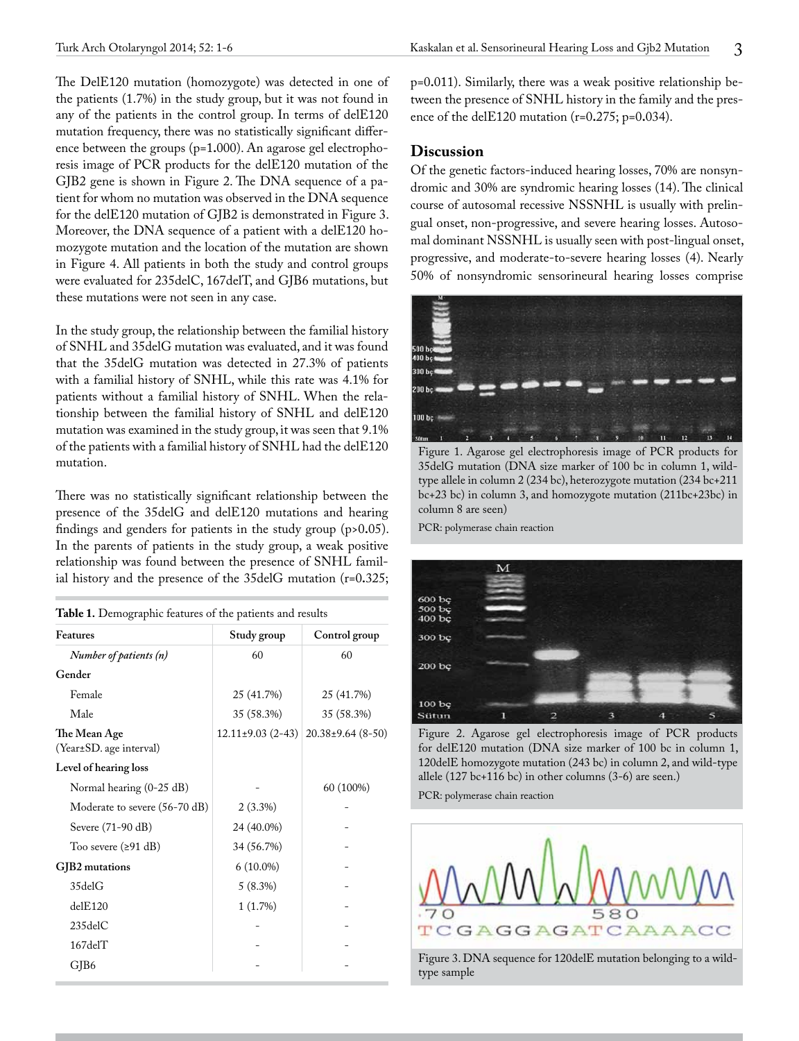The DelE120 mutation (homozygote) was detected in one of the patients (1.7%) in the study group, but it was not found in any of the patients in the control group. In terms of delE120 mutation frequency, there was no statistically significant difference between the groups (p=1.000). An agarose gel electrophoresis image of PCR products for the delE120 mutation of the GJB2 gene is shown in Figure 2. The DNA sequence of a patient for whom no mutation was observed in the DNA sequence for the delE120 mutation of GJB2 is demonstrated in Figure 3. Moreover, the DNA sequence of a patient with a delE120 homozygote mutation and the location of the mutation are shown in Figure 4. All patients in both the study and control groups were evaluated for 235delC, 167delT, and GJB6 mutations, but these mutations were not seen in any case.

In the study group, the relationship between the familial history of SNHL and 35delG mutation was evaluated, and it was found that the 35delG mutation was detected in 27.3% of patients with a familial history of SNHL, while this rate was 4.1% for patients without a familial history of SNHL. When the relationship between the familial history of SNHL and delE120 mutation was examined in the study group, it was seen that 9.1% of the patients with a familial history of SNHL had the delE120 mutation.

There was no statistically significant relationship between the presence of the 35delG and delE120 mutations and hearing findings and genders for patients in the study group (p>0.05). In the parents of patients in the study group, a weak positive relationship was found between the presence of SNHL familial history and the presence of the 35delG mutation (r=0.325; p=0.011). Similarly, there was a weak positive relationship between the presence of SNHL history in the family and the presence of the delE120 mutation (r=0.275; p=0.034).

**Table 1.** Demographic features of the patients and results

| Features | Study group | Control group |
|---|---|---|
| *Number of patients (n)* | 60 | 60 |
| **Gender** | | |
| Female | 25 (41.7%) | 25 (41.7%) |
| Male | 35 (58.3%) | 35 (58.3%) |
| **The Mean Age** (Year±SD. age interval) | 12.11±9.03 (2-43) | 20.38±9.64 (8-50) |
| **Level of hearing loss** | | |
| Normal hearing (0-25 dB) | - | 60 (100%) |
| Moderate to severe (56-70 dB) | 2 (3.3%) | - |
| Severe (71-90 dB) | 24 (40.0%) | - |
| Too severe (≥91 dB) | 34 (56.7%) | - |
| **GJB2 mutations** | 6 (10.0%) | - |
| 35delG | 5 (8.3%) | - |
| delE120 | 1 (1.7%) | - |
| 235delC | - | - |
| 167delT | - | - |
| GJB6 | - | - |

## Discussion

Of the genetic factors-induced hearing losses, 70% are nonsyndromic and 30% are syndromic hearing losses (14). The clinical course of autosomal recessive NSSNHL is usually with prelingual onset, non-progressive, and severe hearing losses. Autosomal dominant NSSNHL is usually seen with post-lingual onset, progressive, and moderate-to-severe hearing losses (4). Nearly 50% of nonsyndromic sensorineural hearing losses comprise

Figure 1. Agarose gel electrophoresis image of PCR products for 35delG mutation (DNA size marker of 100 bc in column 1, wild-type allele in column 2 (234 bc), heterozygote mutation (234 bc+211 bc+23 bc) in column 3, and homozygote mutation (211bc+23bc) in column 8 are seen)

PCR: polymerase chain reaction

Figure 2. Agarose gel electrophoresis image of PCR products for delE120 mutation (DNA size marker of 100 bc in column 1, 120delE homozygote mutation (243 bc) in column 2, and wild-type allele (127 bc+116 bc) in other columns (3-6) are seen.)

PCR: polymerase chain reaction

Figure 3. DNA sequence for 120delE mutation belonging to a wild-type sample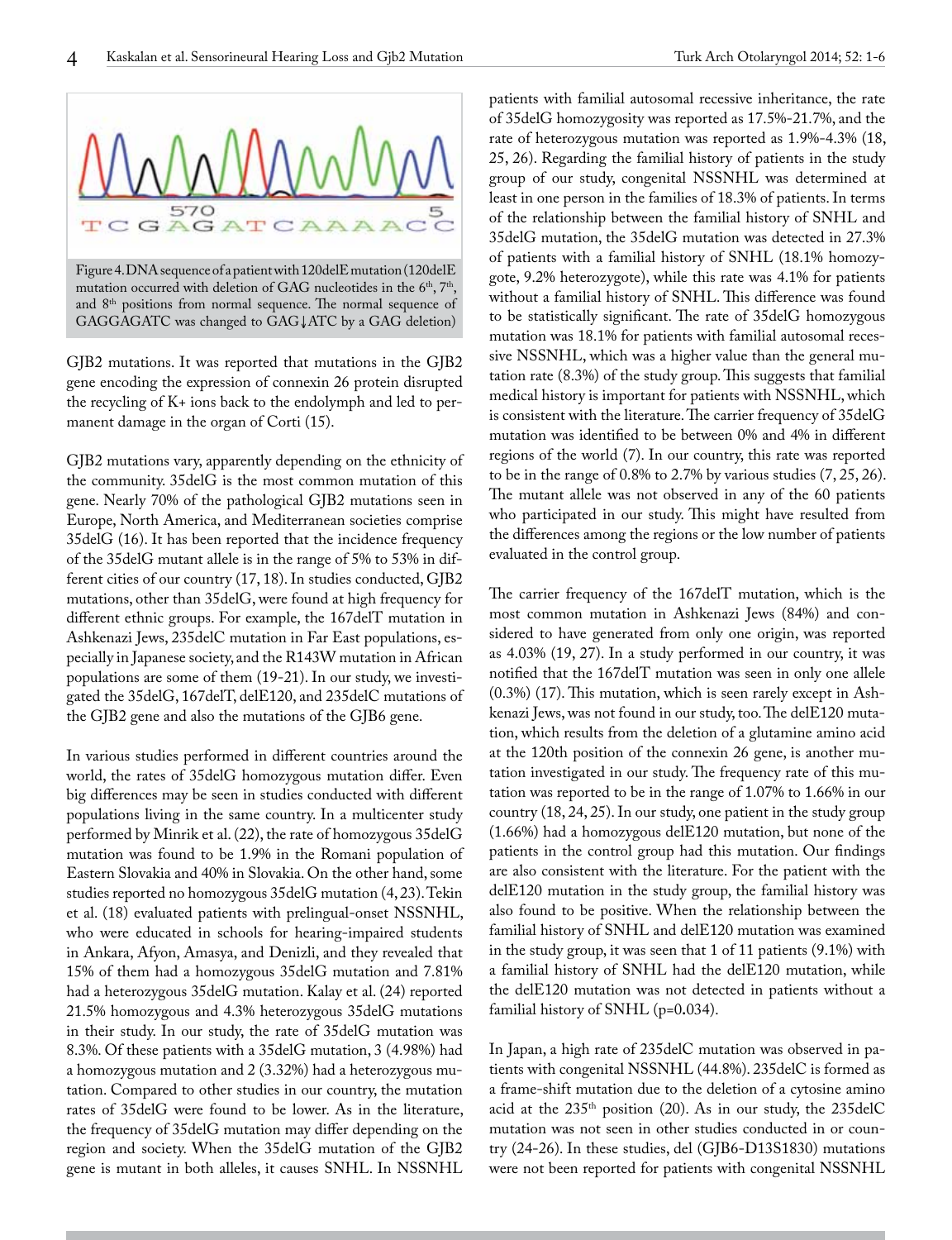Figure 4. DNA sequence of a patient with 120delE mutation (120delE mutation occurred with deletion of GAG nucleotides in the 6th, 7th, and 8th positions from normal sequence. The normal sequence of GAGGAGATC was changed to GAG↓ATC by a GAG deletion)

GJB2 mutations. It was reported that mutations in the GJB2 gene encoding the expression of connexin 26 protein disrupted the recycling of K+ ions back to the endolymph and led to permanent damage in the organ of Corti (15).

GJB2 mutations vary, apparently depending on the ethnicity of the community. 35delG is the most common mutation of this gene. Nearly 70% of the pathological GJB2 mutations seen in Europe, North America, and Mediterranean societies comprise 35delG (16). It has been reported that the incidence frequency of the 35delG mutant allele is in the range of 5% to 53% in different cities of our country (17, 18). In studies conducted, GJB2 mutations, other than 35delG, were found at high frequency for different ethnic groups. For example, the 167delT mutation in Ashkenazi Jews, 235delC mutation in Far East populations, especially in Japanese society, and the R143W mutation in African populations are some of them (19-21). In our study, we investigated the 35delG, 167delT, delE120, and 235delC mutations of the GJB2 gene and also the mutations of the GJB6 gene.

In various studies performed in different countries around the world, the rates of 35delG homozygous mutation differ. Even big differences may be seen in studies conducted with different populations living in the same country. In a multicenter study performed by Minrik et al. (22), the rate of homozygous 35delG mutation was found to be 1.9% in the Romani population of Eastern Slovakia and 40% in Slovakia. On the other hand, some studies reported no homozygous 35delG mutation (4, 23). Tekin et al. (18) evaluated patients with prelingual-onset NSSNHL, who were educated in schools for hearing-impaired students in Ankara, Afyon, Amasya, and Denizli, and they revealed that 15% of them had a homozygous 35delG mutation and 7.81% had a heterozygous 35delG mutation. Kalay et al. (24) reported 21.5% homozygous and 4.3% heterozygous 35delG mutations in their study. In our study, the rate of 35delG mutation was 8.3%. Of these patients with a 35delG mutation, 3 (4.98%) had a homozygous mutation and 2 (3.32%) had a heterozygous mutation. Compared to other studies in our country, the mutation rates of 35delG were found to be lower. As in the literature, the frequency of 35delG mutation may differ depending on the region and society. When the 35delG mutation of the GJB2 gene is mutant in both alleles, it causes SNHL. In NSSNHL patients with familial autosomal recessive inheritance, the rate of 35delG homozygosity was reported as 17.5%-21.7%, and the rate of heterozygous mutation was reported as 1.9%-4.3% (18, 25, 26). Regarding the familial history of patients in the study group of our study, congenital NSSNHL was determined at least in one person in the families of 18.3% of patients. In terms of the relationship between the familial history of SNHL and 35delG mutation, the 35delG mutation was detected in 27.3% of patients with a familial history of SNHL (18.1% homozygote, 9.2% heterozygote), while this rate was 4.1% for patients without a familial history of SNHL. This difference was found to be statistically significant. The rate of 35delG homozygous mutation was 18.1% for patients with familial autosomal recessive NSSNHL, which was a higher value than the general mutation rate (8.3%) of the study group. This suggests that familial medical history is important for patients with NSSNHL, which is consistent with the literature. The carrier frequency of 35delG mutation was identified to be between 0% and 4% in different regions of the world (7). In our country, this rate was reported to be in the range of 0.8% to 2.7% by various studies (7, 25, 26). The mutant allele was not observed in any of the 60 patients who participated in our study. This might have resulted from the differences among the regions or the low number of patients evaluated in the control group.

The carrier frequency of the 167delT mutation, which is the most common mutation in Ashkenazi Jews (84%) and considered to have generated from only one origin, was reported as 4.03% (19, 27). In a study performed in our country, it was notified that the 167delT mutation was seen in only one allele (0.3%) (17). This mutation, which is seen rarely except in Ashkenazi Jews, was not found in our study, too. The delE120 mutation, which results from the deletion of a glutamine amino acid at the 120th position of the connexin 26 gene, is another mutation investigated in our study. The frequency rate of this mutation was reported to be in the range of 1.07% to 1.66% in our country (18, 24, 25). In our study, one patient in the study group (1.66%) had a homozygous delE120 mutation, but none of the patients in the control group had this mutation. Our findings are also consistent with the literature. For the patient with the delE120 mutation in the study group, the familial history was also found to be positive. When the relationship between the familial history of SNHL and delE120 mutation was examined in the study group, it was seen that 1 of 11 patients (9.1%) with a familial history of SNHL had the delE120 mutation, while the delE120 mutation was not detected in patients without a familial history of SNHL ($p=0.034$).

In Japan, a high rate of 235delC mutation was observed in patients with congenital NSSNHL (44.8%). 235delC is formed as a frame-shift mutation due to the deletion of a cytosine amino acid at the 235th position (20). As in our study, the 235delC mutation was not seen in other studies conducted in or country (24-26). In these studies, del (GJB6-D13S1830) mutations were not been reported for patients with congenital NSSNHL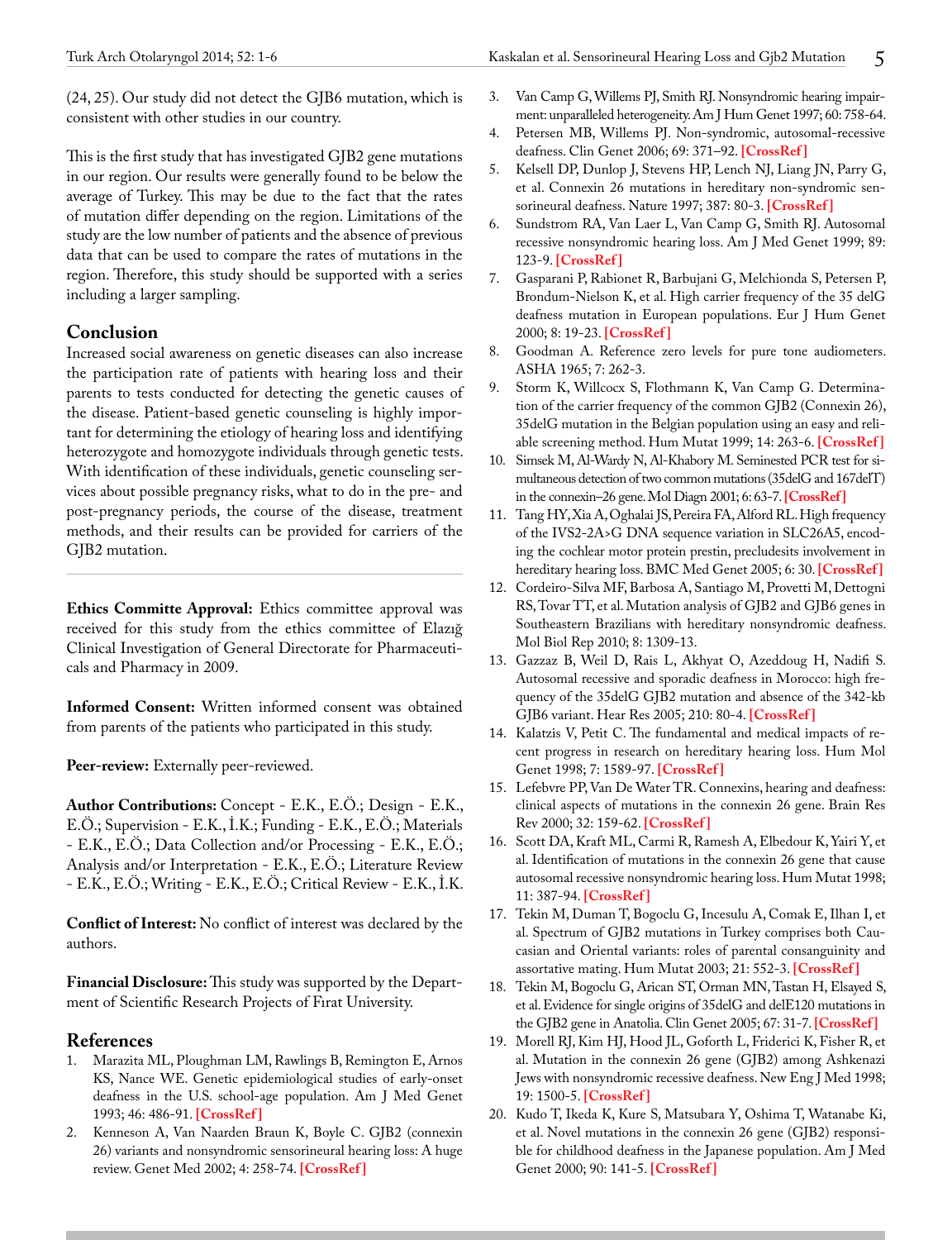(24, 25). Our study did not detect the GJB6 mutation, which is consistent with other studies in our country.

This is the first study that has investigated GJB2 gene mutations in our region. Our results were generally found to be below the average of Turkey. This may be due to the fact that the rates of mutation differ depending on the region. Limitations of the study are the low number of patients and the absence of previous data that can be used to compare the rates of mutations in the region. Therefore, this study should be supported with a series including a larger sampling.

## Conclusion

Increased social awareness on genetic diseases can also increase the participation rate of patients with hearing loss and their parents to tests conducted for detecting the genetic causes of the disease. Patient-based genetic counseling is highly important for determining the etiology of hearing loss and identifying heterozygote and homozygote individuals through genetic tests. With identification of these individuals, genetic counseling services about possible pregnancy risks, what to do in the pre- and post-pregnancy periods, the course of the disease, treatment methods, and their results can be provided for carriers of the GJB2 mutation.

---

**Ethics Committee Approval:** Ethics committee approval was received for this study from the ethics committee of Elazığ Clinical Investigation of General Directorate for Pharmaceuticals and Pharmacy in 2009.

**Informed Consent:** Written informed consent was obtained from parents of the patients who participated in this study.

**Peer-review:** Externally peer-reviewed.

**Author Contributions:** Concept - E.K., E.Ö.; Design - E.K., E.Ö.; Supervision - E.K., İ.K.; Funding - E.K., E.Ö.; Materials - E.K., E.Ö.; Data Collection and/or Processing - E.K., E.Ö.; Analysis and/or Interpretation - E.K., E.Ö.; Literature Review - E.K., E.Ö.; Writing - E.K., E.Ö.; Critical Review - E.K., İ.K.

**Conflict of Interest:** No conflict of interest was declared by the authors.

**Financial Disclosure:** This study was supported by the Department of Scientific Research Projects of Firat University.

## References

1. Marazita ML, Ploughman LM, Rawlings B, Remington E, Arnos KS, Nance WE. Genetic epidemiological studies of early-onset deafness in the U.S. school-age population. Am J Med Genet 1993; 46: 486-91. [CrossRef]
2. Kenneson A, Van Naarden Braun K, Boyle C. GJB2 (connexin 26) variants and nonsyndromic sensorineural hearing loss: A huge review. Genet Med 2002; 4: 258-74. [CrossRef]
3. Van Camp G, Willems PJ, Smith RJ. Nonsyndromic hearing impairment: unparalleled heterogeneity. Am J Hum Genet 1997; 60: 758-64.
4. Petersen MB, Willems PJ. Non-syndromic, autosomal-recessive deafness. Clin Genet 2006; 69: 371–92. [CrossRef]
5. Kelsell DP, Dunlop J, Stevens HP, Lench NJ, Liang JN, Parry G, et al. Connexin 26 mutations in hereditary non-syndromic sensorineural deafness. Nature 1997; 387: 80-3. [CrossRef]
6. Sundstrom RA, Van Laer L, Van Camp G, Smith RJ. Autosomal recessive nonsyndromic hearing loss. Am J Med Genet 1999; 89: 123-9. [CrossRef]
7. Gasparani P, Rabionet R, Barbujani G, Melchionda S, Petersen P, Brondum-Nielson K, et al. High carrier frequency of the 35 delG deafness mutation in European populations. Eur J Hum Genet 2000; 8: 19-23. [CrossRef]
8. Goodman A. Reference zero levels for pure tone audiometers. ASHA 1965; 7: 262-3.
9. Storm K, Willcocx S, Flothmann K, Van Camp G. Determination of the carrier frequency of the common GJB2 (Connexin 26), 35delG mutation in the Belgian population using an easy and reliable screening method. Hum Mutat 1999; 14: 263-6. [CrossRef]
10. Simsek M, Al-Wardy N, Al-Khabory M. Seminested PCR test for simultaneous detection of two common mutations (35delG and 167delT) in the connexin–26 gene. Mol Diagn 2001; 6: 63-7. [CrossRef]
11. Tang HY, Xia A, Oghalai JS, Pereira FA, Alford RL. High frequency of the IVS2-2A>G DNA sequence variation in SLC26A5, encoding the cochlear motor protein prestin, precludesits involvement in hereditary hearing loss. BMC Med Genet 2005; 6: 30. [CrossRef]
12. Cordeiro-Silva MF, Barbosa A, Santiago M, Provetti M, Dettogni RS, Tovar TT, et al. Mutation analysis of GJB2 and GJB6 genes in Southeastern Brazilians with hereditary nonsyndromic deafness. Mol Biol Rep 2010; 8: 1309-13.
13. Gazzaz B, Weil D, Rais L, Akhyat O, Azeddoug H, Nadifi S. Autosomal recessive and sporadic deafness in Morocco: high frequency of the 35delG GJB2 mutation and absence of the 342-kb GJB6 variant. Hear Res 2005; 210: 80-4. [CrossRef]
14. Kalatzis V, Petit C. The fundamental and medical impacts of recent progress in research on hereditary hearing loss. Hum Mol Genet 1998; 7: 1589-97. [CrossRef]
15. Lefebvre PP, Van De Water TR. Connexins, hearing and deafness: clinical aspects of mutations in the connexin 26 gene. Brain Res Rev 2000; 32: 159-62. [CrossRef]
16. Scott DA, Kraft ML, Carmi R, Ramesh A, Elbedour K, Yairi Y, et al. Identification of mutations in the connexin 26 gene that cause autosomal recessive nonsyndromic hearing loss. Hum Mutat 1998; 11: 387-94. [CrossRef]
17. Tekin M, Duman T, Bogoclu G, Incesulu A, Comak E, Ilhan I, et al. Spectrum of GJB2 mutations in Turkey comprises both Caucasian and Oriental variants: roles of parental consanguinity and assortative mating. Hum Mutat 2003; 21: 552-3. [CrossRef]
18. Tekin M, Bogoclu G, Arican ST, Orman MN, Tastan H, Elsayed S, et al. Evidence for single origins of 35delG and delE120 mutations in the GJB2 gene in Anatolia. Clin Genet 2005; 67: 31-7. [CrossRef]
19. Morell RJ, Kim HJ, Hood JL, Goforth L, Friderici K, Fisher R, et al. Mutation in the connexin 26 gene (GJB2) among Ashkenazi Jews with nonsyndromic recessive deafness. New Eng J Med 1998; 19: 1500-5. [CrossRef]
20. Kudo T, Ikeda K, Kure S, Matsubara Y, Oshima T, Watanabe Ki, et al. Novel mutations in the connexin 26 gene (GJB2) responsible for childhood deafness in the Japanese population. Am J Med Genet 2000; 90: 141-5. [CrossRef]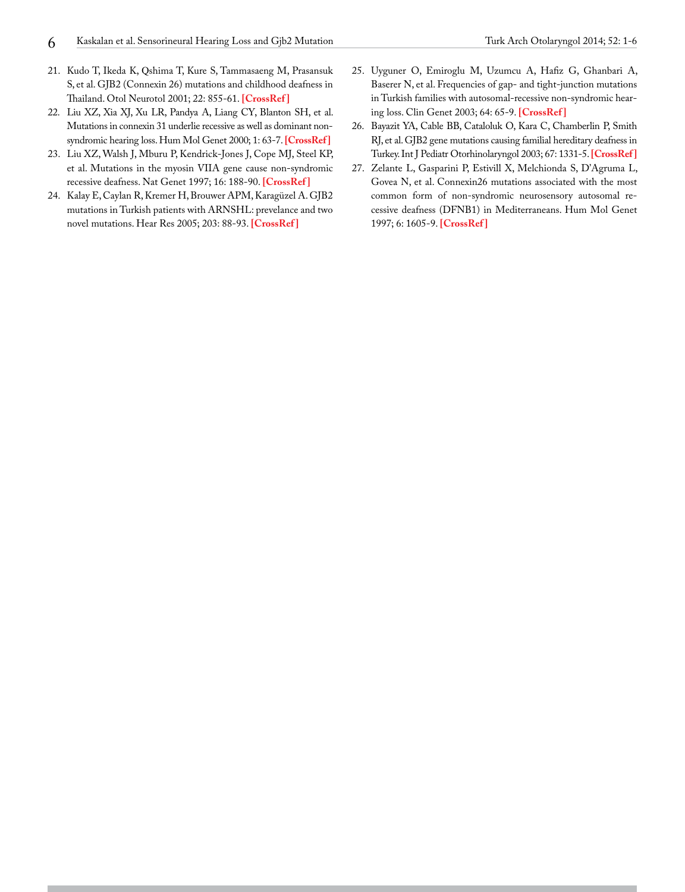21. Kudo T, Ikeda K, Qshima T, Kure S, Tammasaeng M, Prasansuk S, et al. GJB2 (Connexin 26) mutations and childhood deafness in Thailand. Otol Neurotol 2001; 22: 855-61. [CrossRef]
22. Liu XZ, Xia XJ, Xu LR, Pandya A, Liang CY, Blanton SH, et al. Mutations in connexin 31 underlie recessive as well as dominant non-syndromic hearing loss. Hum Mol Genet 2000; 1: 63-7. [CrossRef]
23. Liu XZ, Walsh J, Mburu P, Kendrick-Jones J, Cope MJ, Steel KP, et al. Mutations in the myosin VIIA gene cause non-syndromic recessive deafness. Nat Genet 1997; 16: 188-90. [CrossRef]
24. Kalay E, Caylan R, Kremer H, Brouwer APM, Karagüzel A. GJB2 mutations in Turkish patients with ARNSHL: prevelance and two novel mutations. Hear Res 2005; 203: 88-93. [CrossRef]
25. Uyguner O, Emiroglu M, Uzumcu A, Hafiz G, Ghanbari A, Baserer N, et al. Frequencies of gap- and tight-junction mutations in Turkish families with autosomal-recessive non-syndromic hearing loss. Clin Genet 2003; 64: 65-9. [CrossRef]
26. Bayazit YA, Cable BB, Cataloluk O, Kara C, Chamberlin P, Smith RJ, et al. GJB2 gene mutations causing familial hereditary deafness in Turkey. Int J Pediatr Otorhinolaryngol 2003; 67: 1331-5. [CrossRef]
27. Zelante L, Gasparini P, Estivill X, Melchionda S, D'Agruma L, Govea N, et al. Connexin26 mutations associated with the most common form of non-syndromic neurosensory autosomal recessive deafness (DFNB1) in Mediterraneans. Hum Mol Genet 1997; 6: 1605-9. [CrossRef]